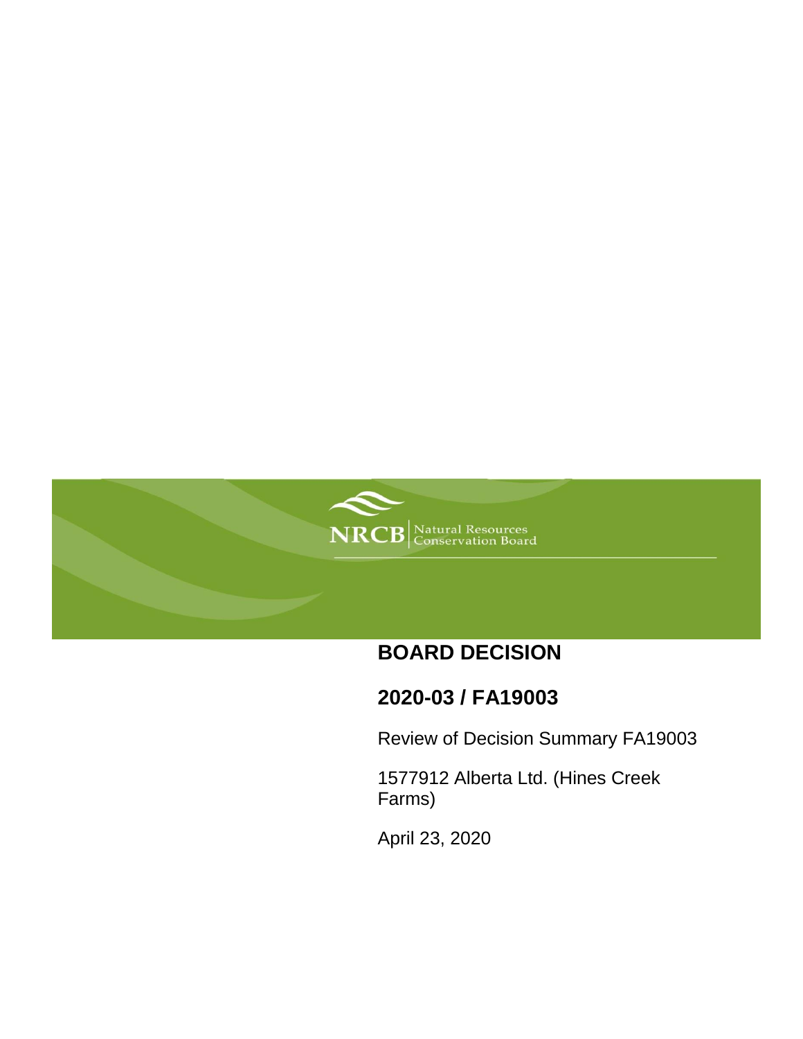NRCB | Natural Resources Conservation Board

# BOARD DECISION

## 2020-03 / FA19003

Review of Decision Summary FA19003

1577912 Alberta Ltd. (Hines Creek Farms)

April 23, 2020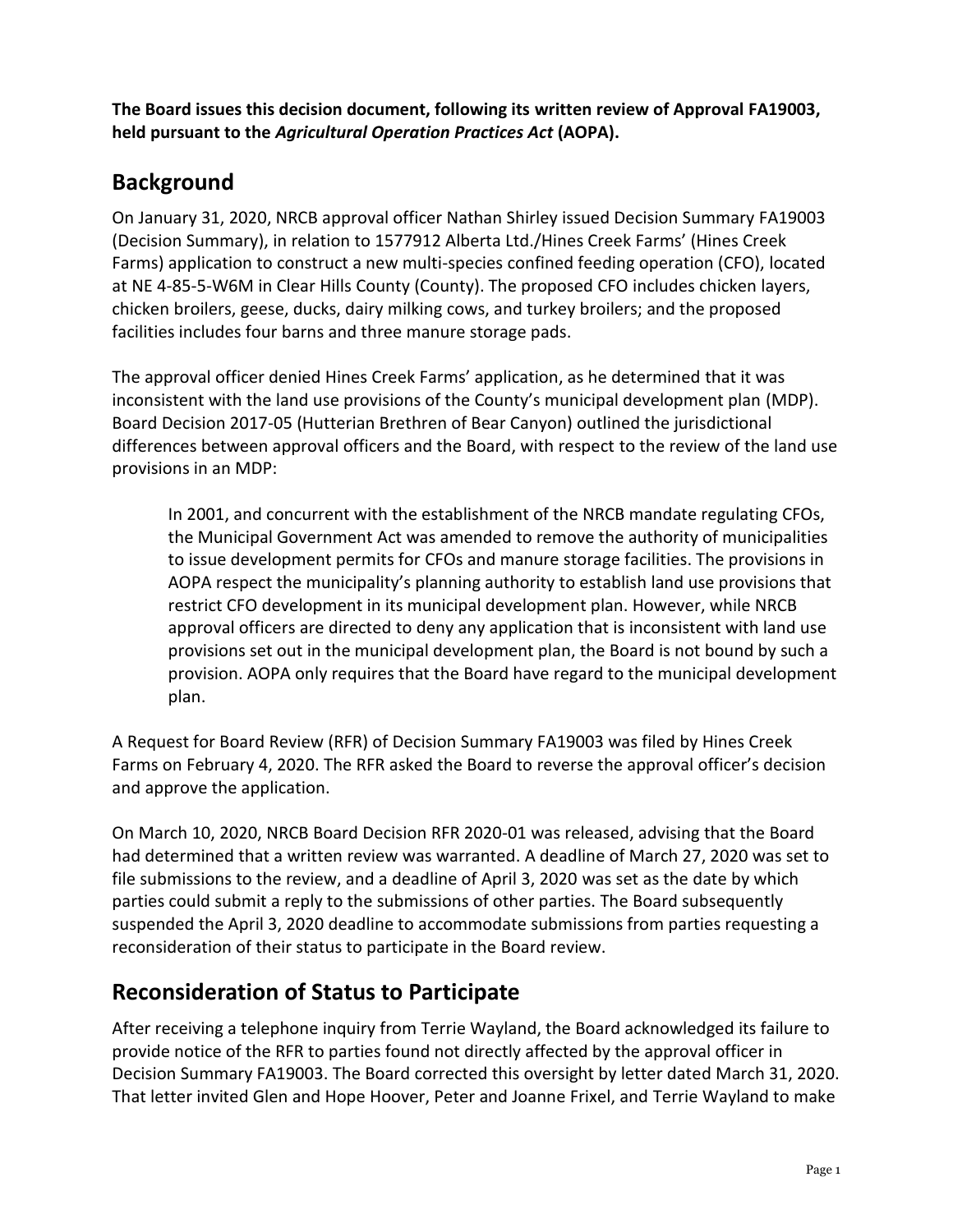**The Board issues this decision document, following its written review of Approval FA19003, held pursuant to the *Agricultural Operation Practices Act* (AOPA).**

## Background

On January 31, 2020, NRCB approval officer Nathan Shirley issued Decision Summary FA19003 (Decision Summary), in relation to 1577912 Alberta Ltd./Hines Creek Farms' (Hines Creek Farms) application to construct a new multi-species confined feeding operation (CFO), located at NE 4-85-5-W6M in Clear Hills County (County). The proposed CFO includes chicken layers, chicken broilers, geese, ducks, dairy milking cows, and turkey broilers; and the proposed facilities includes four barns and three manure storage pads.

The approval officer denied Hines Creek Farms' application, as he determined that it was inconsistent with the land use provisions of the County's municipal development plan (MDP). Board Decision 2017-05 (Hutterian Brethren of Bear Canyon) outlined the jurisdictional differences between approval officers and the Board, with respect to the review of the land use provisions in an MDP:

> In 2001, and concurrent with the establishment of the NRCB mandate regulating CFOs, the Municipal Government Act was amended to remove the authority of municipalities to issue development permits for CFOs and manure storage facilities. The provisions in AOPA respect the municipality's planning authority to establish land use provisions that restrict CFO development in its municipal development plan. However, while NRCB approval officers are directed to deny any application that is inconsistent with land use provisions set out in the municipal development plan, the Board is not bound by such a provision. AOPA only requires that the Board have regard to the municipal development plan.

A Request for Board Review (RFR) of Decision Summary FA19003 was filed by Hines Creek Farms on February 4, 2020. The RFR asked the Board to reverse the approval officer's decision and approve the application.

On March 10, 2020, NRCB Board Decision RFR 2020-01 was released, advising that the Board had determined that a written review was warranted. A deadline of March 27, 2020 was set to file submissions to the review, and a deadline of April 3, 2020 was set as the date by which parties could submit a reply to the submissions of other parties. The Board subsequently suspended the April 3, 2020 deadline to accommodate submissions from parties requesting a reconsideration of their status to participate in the Board review.

## Reconsideration of Status to Participate

After receiving a telephone inquiry from Terrie Wayland, the Board acknowledged its failure to provide notice of the RFR to parties found not directly affected by the approval officer in Decision Summary FA19003. The Board corrected this oversight by letter dated March 31, 2020. That letter invited Glen and Hope Hoover, Peter and Joanne Frixel, and Terrie Wayland to make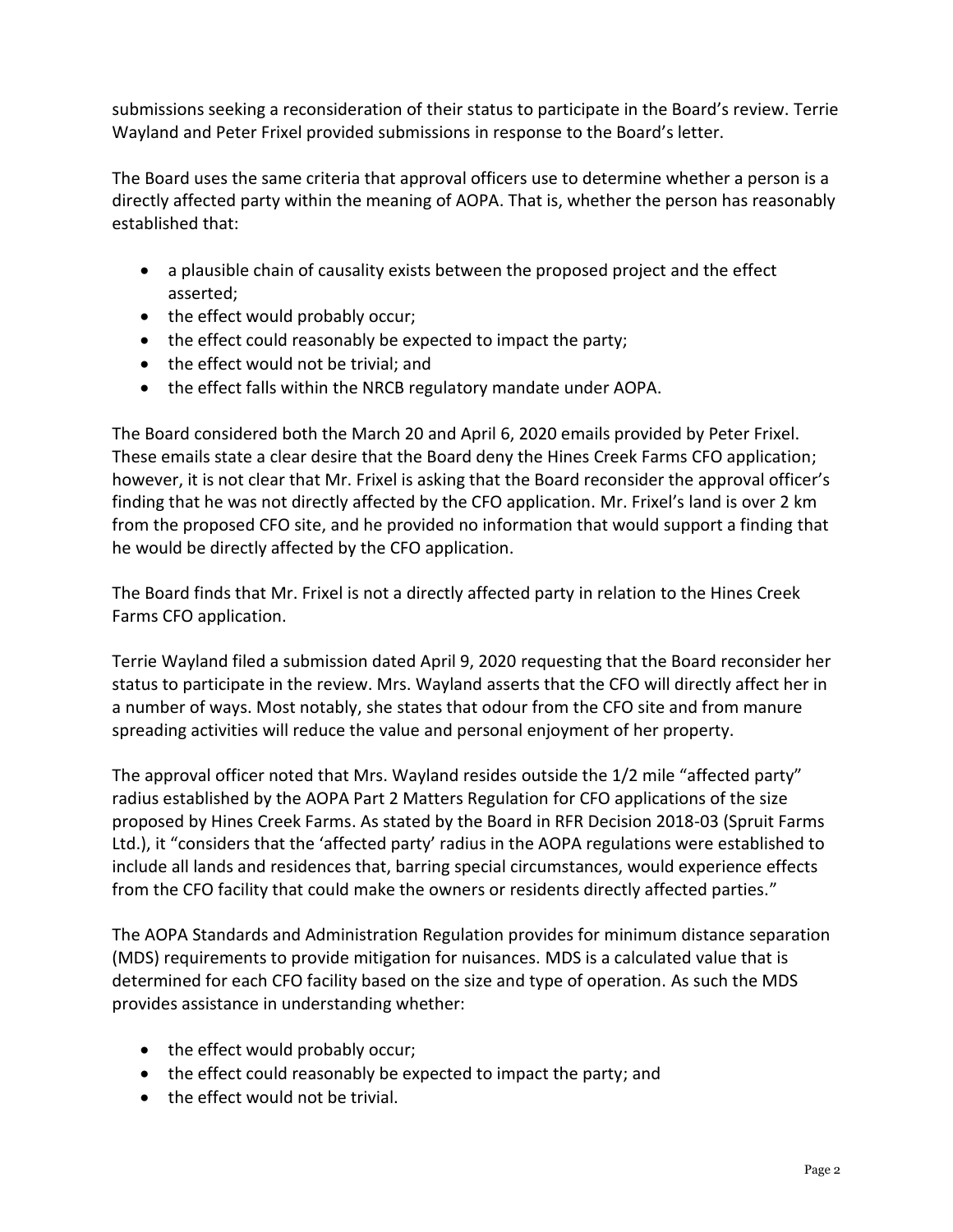submissions seeking a reconsideration of their status to participate in the Board's review. Terrie Wayland and Peter Frixel provided submissions in response to the Board's letter.

The Board uses the same criteria that approval officers use to determine whether a person is a directly affected party within the meaning of AOPA. That is, whether the person has reasonably established that:

- a plausible chain of causality exists between the proposed project and the effect asserted;
- the effect would probably occur;
- the effect could reasonably be expected to impact the party;
- the effect would not be trivial; and
- the effect falls within the NRCB regulatory mandate under AOPA.

The Board considered both the March 20 and April 6, 2020 emails provided by Peter Frixel. These emails state a clear desire that the Board deny the Hines Creek Farms CFO application; however, it is not clear that Mr. Frixel is asking that the Board reconsider the approval officer's finding that he was not directly affected by the CFO application. Mr. Frixel's land is over 2 km from the proposed CFO site, and he provided no information that would support a finding that he would be directly affected by the CFO application.

The Board finds that Mr. Frixel is not a directly affected party in relation to the Hines Creek Farms CFO application.

Terrie Wayland filed a submission dated April 9, 2020 requesting that the Board reconsider her status to participate in the review. Mrs. Wayland asserts that the CFO will directly affect her in a number of ways. Most notably, she states that odour from the CFO site and from manure spreading activities will reduce the value and personal enjoyment of her property.

The approval officer noted that Mrs. Wayland resides outside the 1/2 mile "affected party" radius established by the AOPA Part 2 Matters Regulation for CFO applications of the size proposed by Hines Creek Farms. As stated by the Board in RFR Decision 2018-03 (Spruit Farms Ltd.), it "considers that the 'affected party' radius in the AOPA regulations were established to include all lands and residences that, barring special circumstances, would experience effects from the CFO facility that could make the owners or residents directly affected parties."

The AOPA Standards and Administration Regulation provides for minimum distance separation (MDS) requirements to provide mitigation for nuisances. MDS is a calculated value that is determined for each CFO facility based on the size and type of operation. As such the MDS provides assistance in understanding whether:

- the effect would probably occur;
- the effect could reasonably be expected to impact the party; and
- the effect would not be trivial.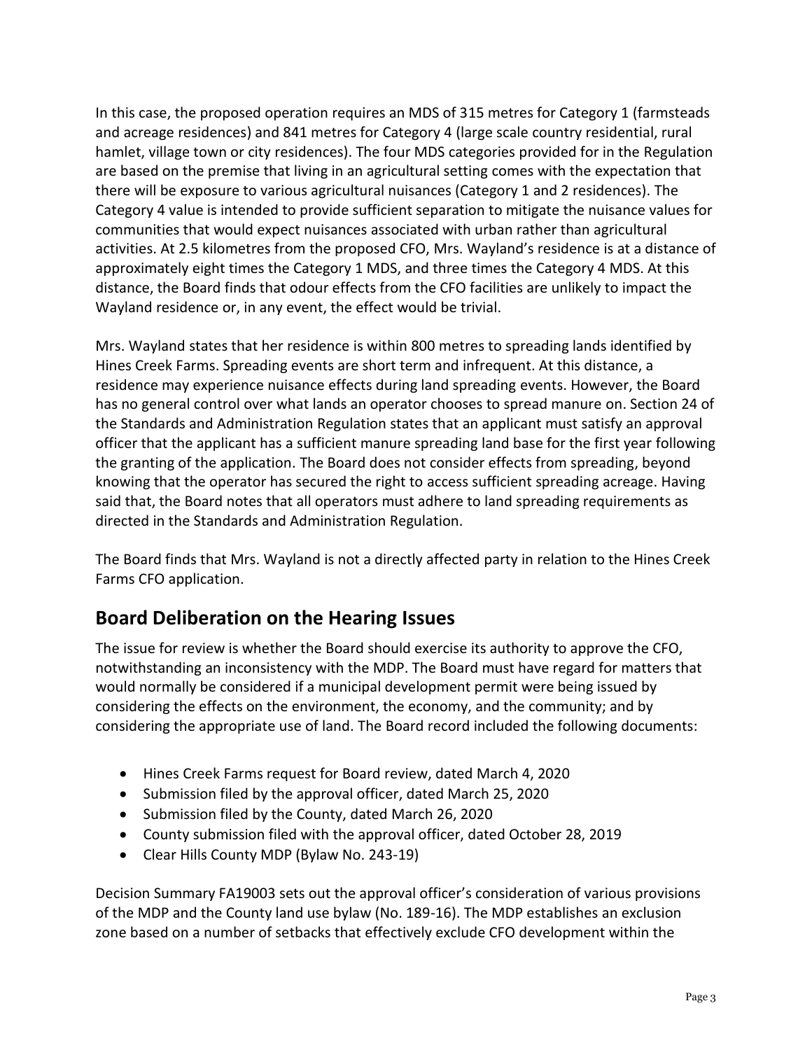In this case, the proposed operation requires an MDS of 315 metres for Category 1 (farmsteads and acreage residences) and 841 metres for Category 4 (large scale country residential, rural hamlet, village town or city residences). The four MDS categories provided for in the Regulation are based on the premise that living in an agricultural setting comes with the expectation that there will be exposure to various agricultural nuisances (Category 1 and 2 residences). The Category 4 value is intended to provide sufficient separation to mitigate the nuisance values for communities that would expect nuisances associated with urban rather than agricultural activities. At 2.5 kilometres from the proposed CFO, Mrs. Wayland's residence is at a distance of approximately eight times the Category 1 MDS, and three times the Category 4 MDS. At this distance, the Board finds that odour effects from the CFO facilities are unlikely to impact the Wayland residence or, in any event, the effect would be trivial.

Mrs. Wayland states that her residence is within 800 metres to spreading lands identified by Hines Creek Farms. Spreading events are short term and infrequent. At this distance, a residence may experience nuisance effects during land spreading events. However, the Board has no general control over what lands an operator chooses to spread manure on. Section 24 of the Standards and Administration Regulation states that an applicant must satisfy an approval officer that the applicant has a sufficient manure spreading land base for the first year following the granting of the application. The Board does not consider effects from spreading, beyond knowing that the operator has secured the right to access sufficient spreading acreage. Having said that, the Board notes that all operators must adhere to land spreading requirements as directed in the Standards and Administration Regulation.

The Board finds that Mrs. Wayland is not a directly affected party in relation to the Hines Creek Farms CFO application.

## Board Deliberation on the Hearing Issues

The issue for review is whether the Board should exercise its authority to approve the CFO, notwithstanding an inconsistency with the MDP. The Board must have regard for matters that would normally be considered if a municipal development permit were being issued by considering the effects on the environment, the economy, and the community; and by considering the appropriate use of land. The Board record included the following documents:

- Hines Creek Farms request for Board review, dated March 4, 2020
- Submission filed by the approval officer, dated March 25, 2020
- Submission filed by the County, dated March 26, 2020
- County submission filed with the approval officer, dated October 28, 2019
- Clear Hills County MDP (Bylaw No. 243-19)

Decision Summary FA19003 sets out the approval officer's consideration of various provisions of the MDP and the County land use bylaw (No. 189-16). The MDP establishes an exclusion zone based on a number of setbacks that effectively exclude CFO development within the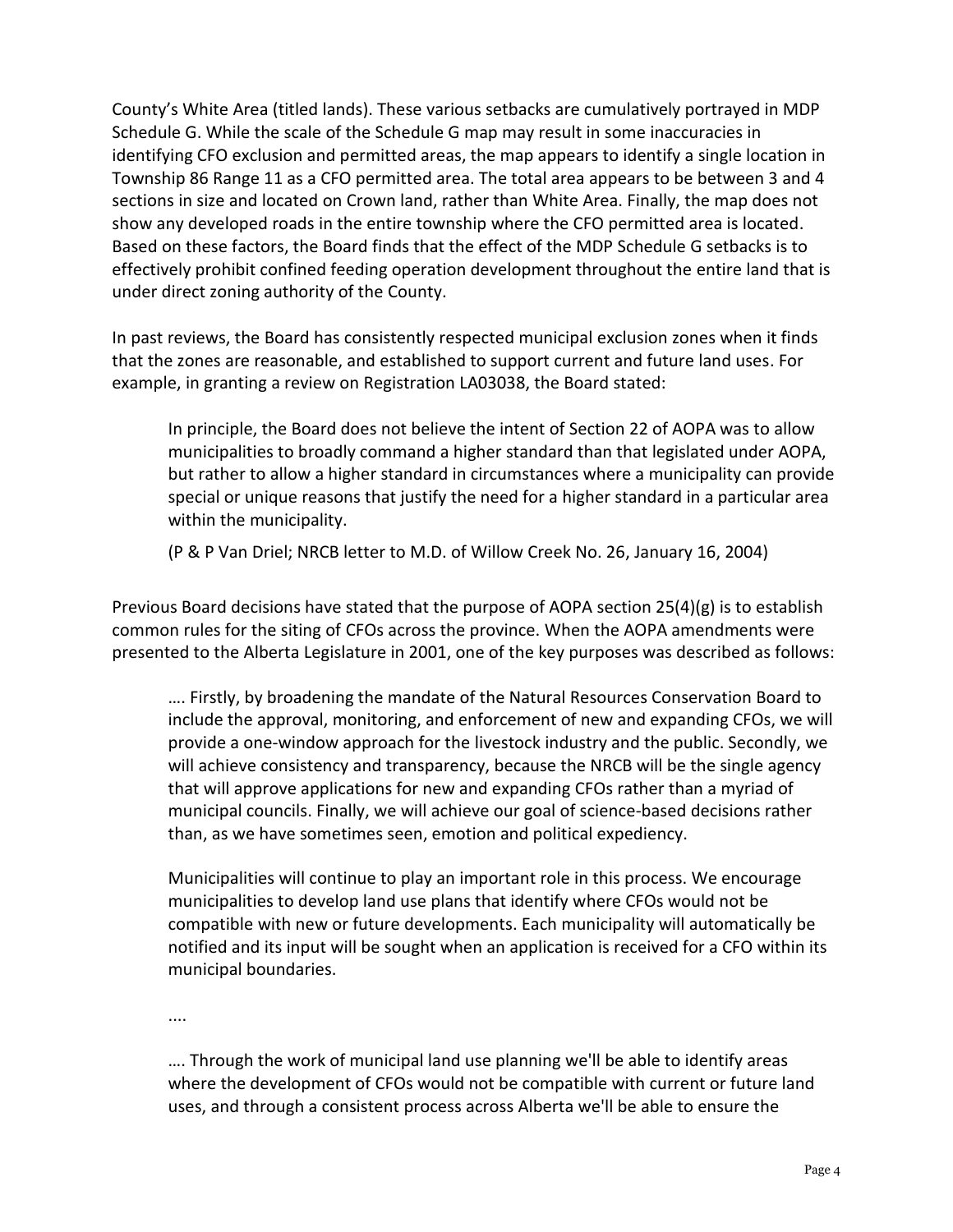County's White Area (titled lands). These various setbacks are cumulatively portrayed in MDP Schedule G. While the scale of the Schedule G map may result in some inaccuracies in identifying CFO exclusion and permitted areas, the map appears to identify a single location in Township 86 Range 11 as a CFO permitted area. The total area appears to be between 3 and 4 sections in size and located on Crown land, rather than White Area. Finally, the map does not show any developed roads in the entire township where the CFO permitted area is located. Based on these factors, the Board finds that the effect of the MDP Schedule G setbacks is to effectively prohibit confined feeding operation development throughout the entire land that is under direct zoning authority of the County.

In past reviews, the Board has consistently respected municipal exclusion zones when it finds that the zones are reasonable, and established to support current and future land uses. For example, in granting a review on Registration LA03038, the Board stated:

> In principle, the Board does not believe the intent of Section 22 of AOPA was to allow municipalities to broadly command a higher standard than that legislated under AOPA, but rather to allow a higher standard in circumstances where a municipality can provide special or unique reasons that justify the need for a higher standard in a particular area within the municipality.
>
> (P & P Van Driel; NRCB letter to M.D. of Willow Creek No. 26, January 16, 2004)

Previous Board decisions have stated that the purpose of AOPA section 25(4)(g) is to establish common rules for the siting of CFOs across the province. When the AOPA amendments were presented to the Alberta Legislature in 2001, one of the key purposes was described as follows:

> …. Firstly, by broadening the mandate of the Natural Resources Conservation Board to include the approval, monitoring, and enforcement of new and expanding CFOs, we will provide a one-window approach for the livestock industry and the public. Secondly, we will achieve consistency and transparency, because the NRCB will be the single agency that will approve applications for new and expanding CFOs rather than a myriad of municipal councils. Finally, we will achieve our goal of science-based decisions rather than, as we have sometimes seen, emotion and political expediency.
>
> Municipalities will continue to play an important role in this process. We encourage municipalities to develop land use plans that identify where CFOs would not be compatible with new or future developments. Each municipality will automatically be notified and its input will be sought when an application is received for a CFO within its municipal boundaries.
>
> ....
>
> …. Through the work of municipal land use planning we'll be able to identify areas where the development of CFOs would not be compatible with current or future land uses, and through a consistent process across Alberta we'll be able to ensure the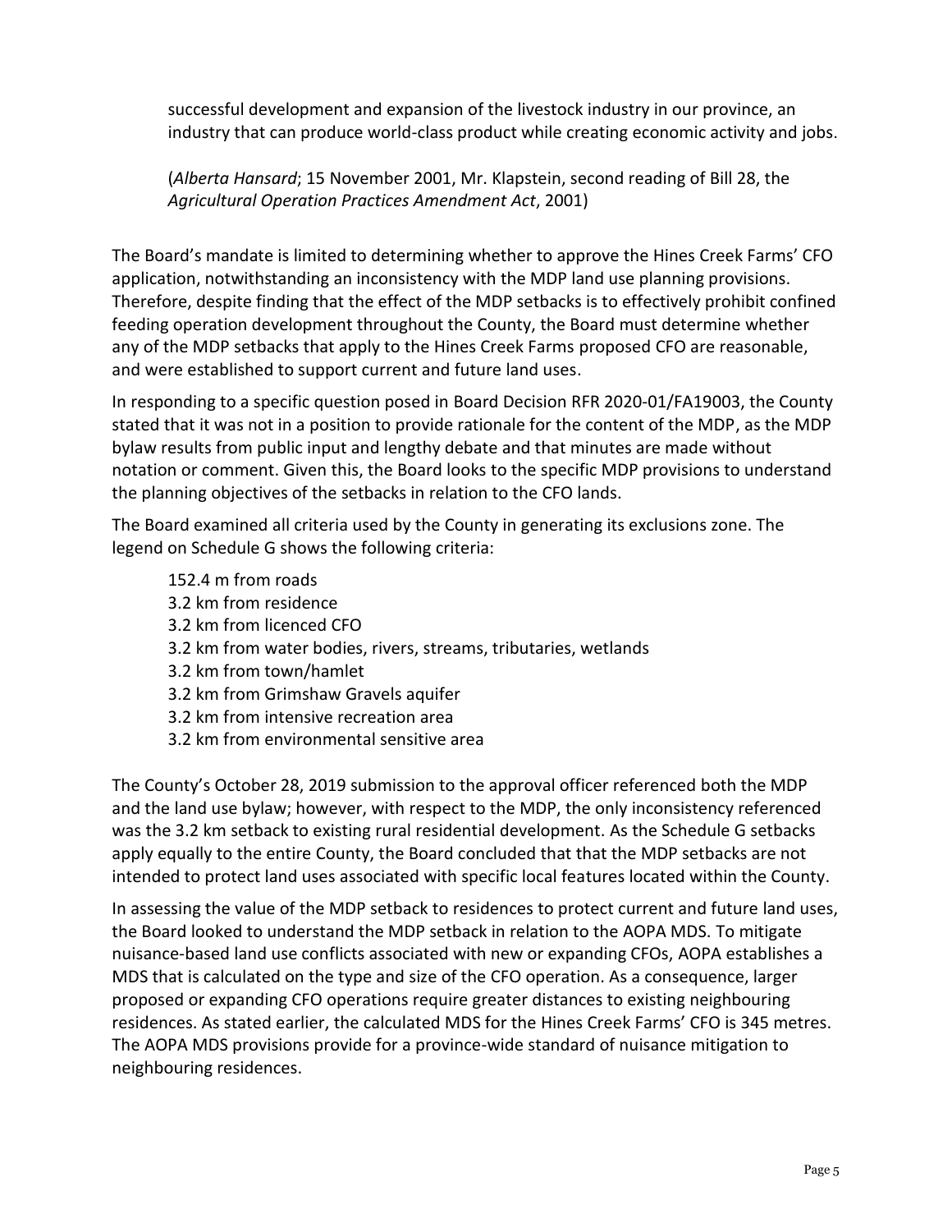> successful development and expansion of the livestock industry in our province, an industry that can produce world-class product while creating economic activity and jobs.
>
> (*Alberta Hansard*; 15 November 2001, Mr. Klapstein, second reading of Bill 28, the *Agricultural Operation Practices Amendment Act*, 2001)

The Board's mandate is limited to determining whether to approve the Hines Creek Farms' CFO application, notwithstanding an inconsistency with the MDP land use planning provisions. Therefore, despite finding that the effect of the MDP setbacks is to effectively prohibit confined feeding operation development throughout the County, the Board must determine whether any of the MDP setbacks that apply to the Hines Creek Farms proposed CFO are reasonable, and were established to support current and future land uses.

In responding to a specific question posed in Board Decision RFR 2020-01/FA19003, the County stated that it was not in a position to provide rationale for the content of the MDP, as the MDP bylaw results from public input and lengthy debate and that minutes are made without notation or comment. Given this, the Board looks to the specific MDP provisions to understand the planning objectives of the setbacks in relation to the CFO lands.

The Board examined all criteria used by the County in generating its exclusions zone. The legend on Schedule G shows the following criteria:

- 152.4 m from roads
- 3.2 km from residence
- 3.2 km from licenced CFO
- 3.2 km from water bodies, rivers, streams, tributaries, wetlands
- 3.2 km from town/hamlet
- 3.2 km from Grimshaw Gravels aquifer
- 3.2 km from intensive recreation area
- 3.2 km from environmental sensitive area

The County's October 28, 2019 submission to the approval officer referenced both the MDP and the land use bylaw; however, with respect to the MDP, the only inconsistency referenced was the 3.2 km setback to existing rural residential development. As the Schedule G setbacks apply equally to the entire County, the Board concluded that that the MDP setbacks are not intended to protect land uses associated with specific local features located within the County.

In assessing the value of the MDP setback to residences to protect current and future land uses, the Board looked to understand the MDP setback in relation to the AOPA MDS. To mitigate nuisance-based land use conflicts associated with new or expanding CFOs, AOPA establishes a MDS that is calculated on the type and size of the CFO operation. As a consequence, larger proposed or expanding CFO operations require greater distances to existing neighbouring residences. As stated earlier, the calculated MDS for the Hines Creek Farms' CFO is 345 metres. The AOPA MDS provisions provide for a province-wide standard of nuisance mitigation to neighbouring residences.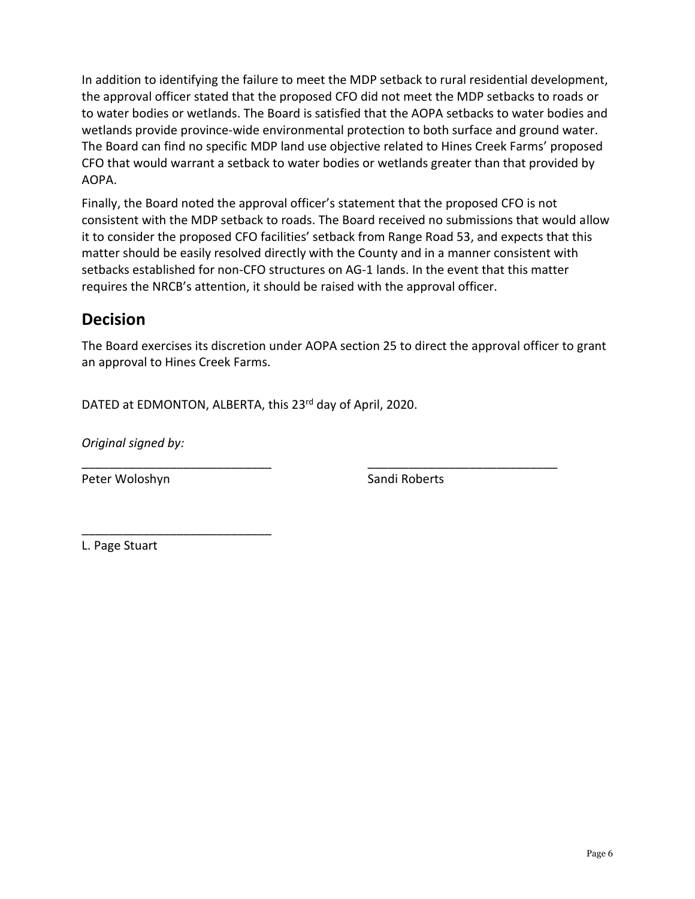In addition to identifying the failure to meet the MDP setback to rural residential development, the approval officer stated that the proposed CFO did not meet the MDP setbacks to roads or to water bodies or wetlands. The Board is satisfied that the AOPA setbacks to water bodies and wetlands provide province-wide environmental protection to both surface and ground water. The Board can find no specific MDP land use objective related to Hines Creek Farms' proposed CFO that would warrant a setback to water bodies or wetlands greater than that provided by AOPA.

Finally, the Board noted the approval officer's statement that the proposed CFO is not consistent with the MDP setback to roads. The Board received no submissions that would allow it to consider the proposed CFO facilities' setback from Range Road 53, and expects that this matter should be easily resolved directly with the County and in a manner consistent with setbacks established for non-CFO structures on AG-1 lands. In the event that this matter requires the NRCB's attention, it should be raised with the approval officer.

## Decision

The Board exercises its discretion under AOPA section 25 to direct the approval officer to grant an approval to Hines Creek Farms.

DATED at EDMONTON, ALBERTA, this 23rd day of April, 2020.

*Original signed by:*

\_\_\_\_\_\_\_\_\_\_\_\_\_\_\_\_\_\_\_\_\_\_\_\_\_\_\_\_
Peter Woloshyn

\_\_\_\_\_\_\_\_\_\_\_\_\_\_\_\_\_\_\_\_\_\_\_\_\_\_\_\_
Sandi Roberts

\_\_\_\_\_\_\_\_\_\_\_\_\_\_\_\_\_\_\_\_\_\_\_\_\_\_\_\_
L. Page Stuart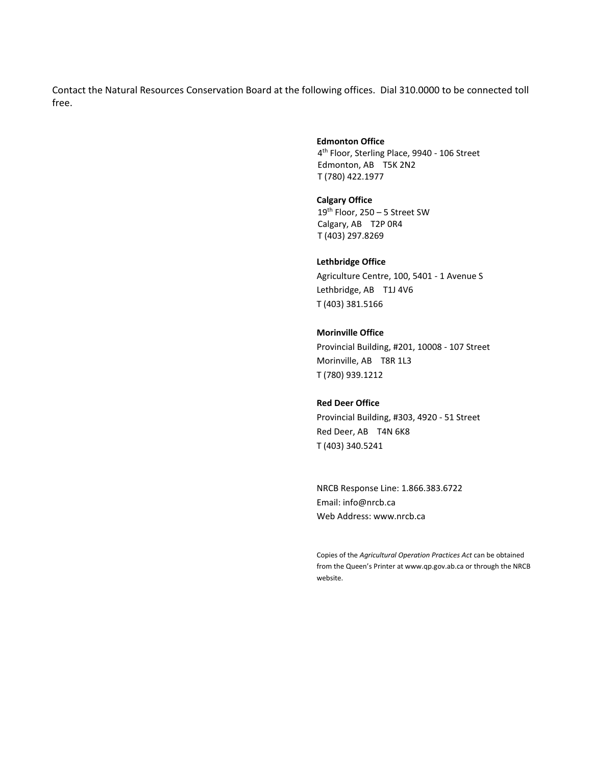Contact the Natural Resources Conservation Board at the following offices. Dial 310.0000 to be connected toll free.

**Edmonton Office**
4th Floor, Sterling Place, 9940 - 106 Street
Edmonton, AB T5K 2N2
T (780) 422.1977

**Calgary Office**
19th Floor, 250 – 5 Street SW
Calgary, AB T2P 0R4
T (403) 297.8269

**Lethbridge Office**
Agriculture Centre, 100, 5401 - 1 Avenue S
Lethbridge, AB T1J 4V6
T (403) 381.5166

**Morinville Office**
Provincial Building, #201, 10008 - 107 Street
Morinville, AB T8R 1L3
T (780) 939.1212

**Red Deer Office**
Provincial Building, #303, 4920 - 51 Street
Red Deer, AB T4N 6K8
T (403) 340.5241

NRCB Response Line: 1.866.383.6722
Email: info@nrcb.ca
Web Address: www.nrcb.ca

Copies of the *Agricultural Operation Practices Act* can be obtained from the Queen's Printer at www.qp.gov.ab.ca or through the NRCB website.